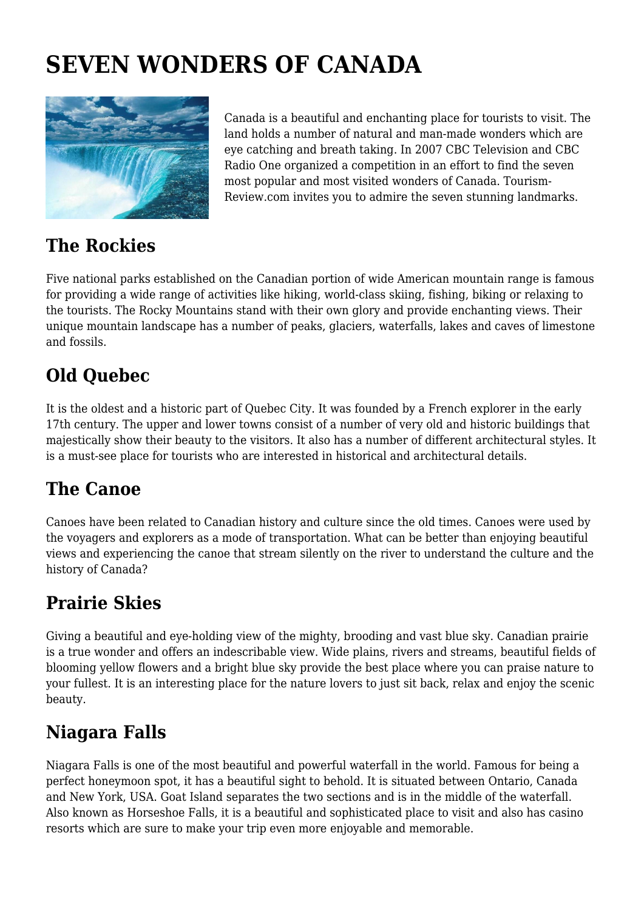# SEVEN WONDERS OF CANADA

Canada is a beautiful and enchanting place for tourists to visit. The land holds a number of natural and man-made wonders which are eye catching and breath taking. In 2007 CBC Television and CBC Radio One organized a competition in an effort to find the seven most popular and most visited wonders of Canada. Tourism-Review.com invites you to admire the seven stunning landmarks.

## The Rockies

Five national parks established on the Canadian portion of wide American mountain range is famous for providing a wide range of activities like hiking, world-class skiing, fishing, biking or relaxing to the tourists. The Rocky Mountains stand with their own glory and provide enchanting views. Their unique mountain landscape has a number of peaks, glaciers, waterfalls, lakes and caves of limestone and fossils.

## Old Quebec

It is the oldest and a historic part of Quebec City. It was founded by a French explorer in the early 17th century. The upper and lower towns consist of a number of very old and historic buildings that majestically show their beauty to the visitors. It also has a number of different architectural styles. It is a must-see place for tourists who are interested in historical and architectural details.

## The Canoe

Canoes have been related to Canadian history and culture since the old times. Canoes were used by the voyagers and explorers as a mode of transportation. What can be better than enjoying beautiful views and experiencing the canoe that stream silently on the river to understand the culture and the history of Canada?

## Prairie Skies

Giving a beautiful and eye-holding view of the mighty, brooding and vast blue sky. Canadian prairie is a true wonder and offers an indescribable view. Wide plains, rivers and streams, beautiful fields of blooming yellow flowers and a bright blue sky provide the best place where you can praise nature to your fullest. It is an interesting place for the nature lovers to just sit back, relax and enjoy the scenic beauty.

## Niagara Falls

Niagara Falls is one of the most beautiful and powerful waterfall in the world. Famous for being a perfect honeymoon spot, it has a beautiful sight to behold. It is situated between Ontario, Canada and New York, USA. Goat Island separates the two sections and is in the middle of the waterfall. Also known as Horseshoe Falls, it is a beautiful and sophisticated place to visit and also has casino resorts which are sure to make your trip even more enjoyable and memorable.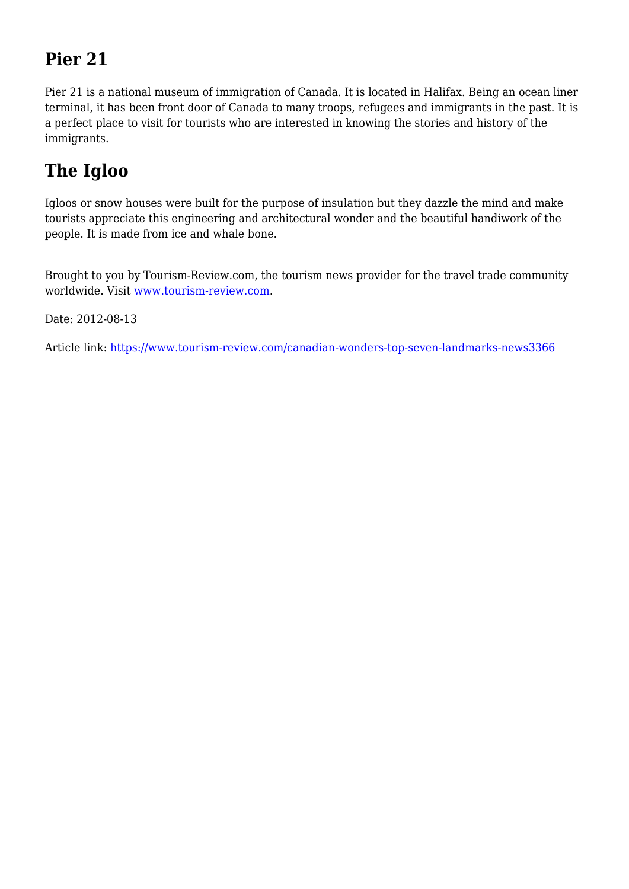## Pier 21

Pier 21 is a national museum of immigration of Canada. It is located in Halifax. Being an ocean liner terminal, it has been front door of Canada to many troops, refugees and immigrants in the past. It is a perfect place to visit for tourists who are interested in knowing the stories and history of the immigrants.

## The Igloo

Igloos or snow houses were built for the purpose of insulation but they dazzle the mind and make tourists appreciate this engineering and architectural wonder and the beautiful handiwork of the people. It is made from ice and whale bone.

Brought to you by Tourism-Review.com, the tourism news provider for the travel trade community worldwide. Visit [www.tourism-review.com](http://www.tourism-review.com).

Date: 2012-08-13

Article link: [https://www.tourism-review.com/canadian-wonders-top-seven-landmarks-news3366](https://www.tourism-review.com/canadian-wonders-top-seven-landmarks-news3366)